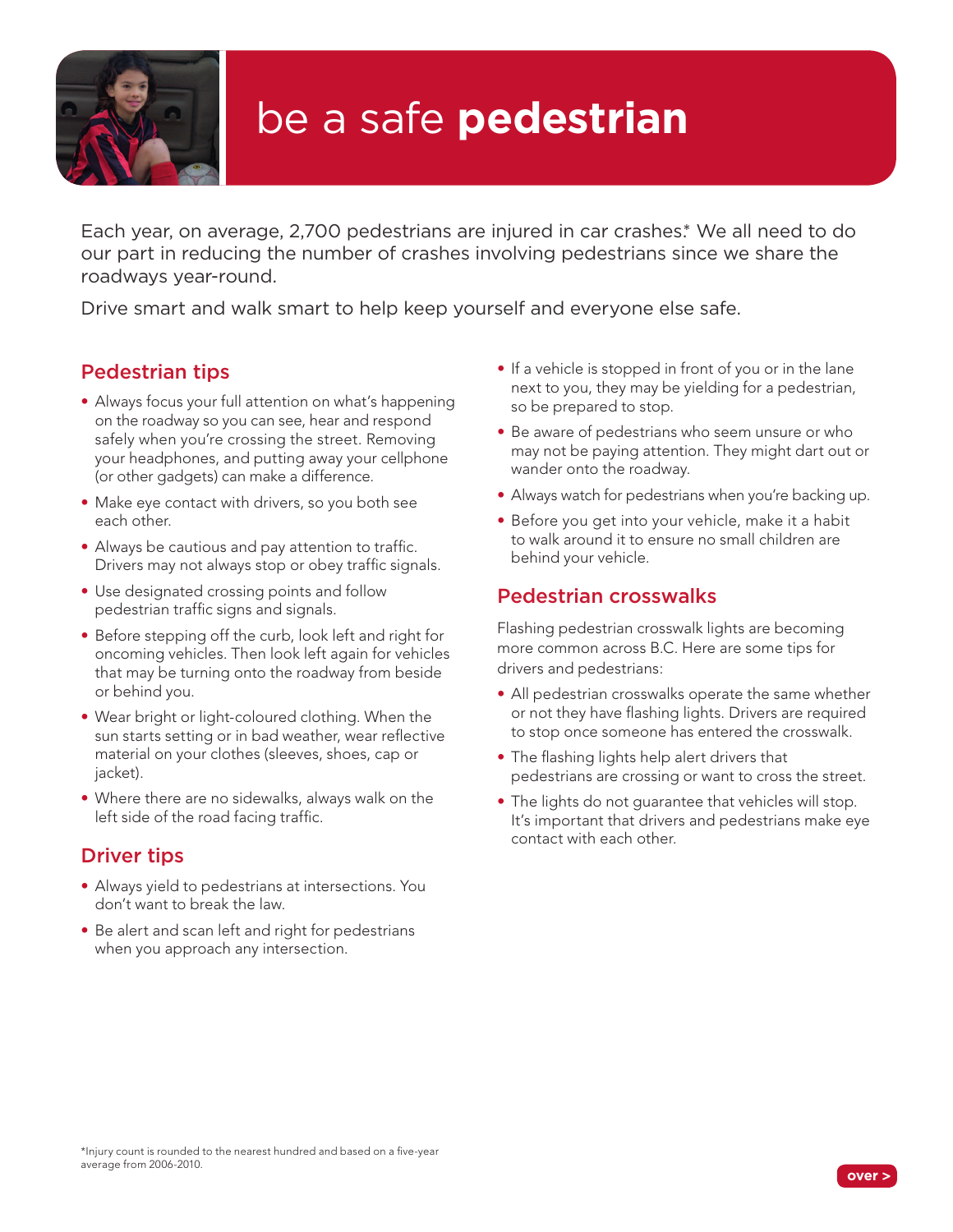# be a safe **pedestrian**

Each year, on average, 2,700 pedestrians are injured in car crashes.* We all need to do our part in reducing the number of crashes involving pedestrians since we share the roadways year-round.

Drive smart and walk smart to help keep yourself and everyone else safe.

## Pedestrian tips

- Always focus your full attention on what's happening on the roadway so you can see, hear and respond safely when you're crossing the street. Removing your headphones, and putting away your cellphone (or other gadgets) can make a difference.
- Make eye contact with drivers, so you both see each other.
- Always be cautious and pay attention to traffic. Drivers may not always stop or obey traffic signals.
- Use designated crossing points and follow pedestrian traffic signs and signals.
- Before stepping off the curb, look left and right for oncoming vehicles. Then look left again for vehicles that may be turning onto the roadway from beside or behind you.
- Wear bright or light-coloured clothing. When the sun starts setting or in bad weather, wear reflective material on your clothes (sleeves, shoes, cap or jacket).
- Where there are no sidewalks, always walk on the left side of the road facing traffic.

## Driver tips

- Always yield to pedestrians at intersections. You don't want to break the law.
- Be alert and scan left and right for pedestrians when you approach any intersection.
- If a vehicle is stopped in front of you or in the lane next to you, they may be yielding for a pedestrian, so be prepared to stop.
- Be aware of pedestrians who seem unsure or who may not be paying attention. They might dart out or wander onto the roadway.
- Always watch for pedestrians when you're backing up.
- Before you get into your vehicle, make it a habit to walk around it to ensure no small children are behind your vehicle.

## Pedestrian crosswalks

Flashing pedestrian crosswalk lights are becoming more common across B.C. Here are some tips for drivers and pedestrians:

- All pedestrian crosswalks operate the same whether or not they have flashing lights. Drivers are required to stop once someone has entered the crosswalk.
- The flashing lights help alert drivers that pedestrians are crossing or want to cross the street.
- The lights do not guarantee that vehicles will stop. It's important that drivers and pedestrians make eye contact with each other.

*Injury count is rounded to the nearest hundred and based on a five-year average from 2006-2010.

over >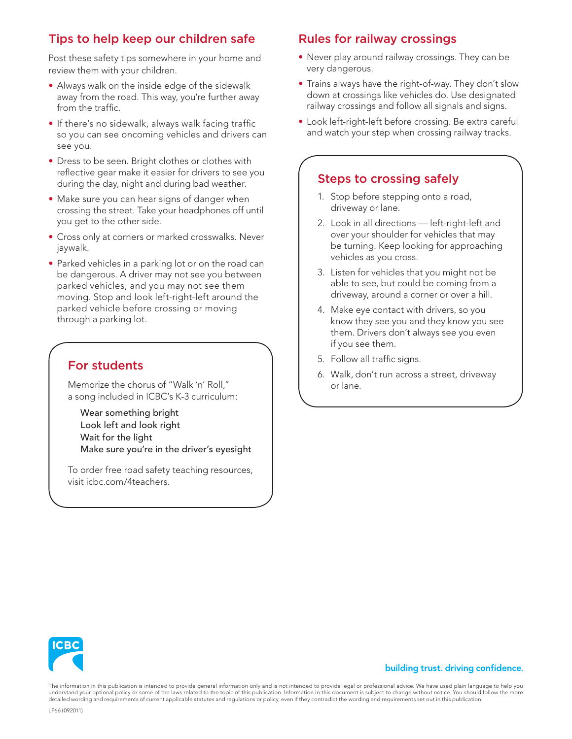## Tips to help keep our children safe

Post these safety tips somewhere in your home and review them with your children.

- Always walk on the inside edge of the sidewalk away from the road. This way, you're further away from the traffic.
- If there's no sidewalk, always walk facing traffic so you can see oncoming vehicles and drivers can see you.
- Dress to be seen. Bright clothes or clothes with reflective gear make it easier for drivers to see you during the day, night and during bad weather.
- Make sure you can hear signs of danger when crossing the street. Take your headphones off until you get to the other side.
- Cross only at corners or marked crosswalks. Never jaywalk.
- Parked vehicles in a parking lot or on the road can be dangerous. A driver may not see you between parked vehicles, and you may not see them moving. Stop and look left-right-left around the parked vehicle before crossing or moving through a parking lot.

### For students

Memorize the chorus of "Walk 'n' Roll," a song included in ICBC's K-3 curriculum:

Wear something bright
Look left and look right
Wait for the light
Make sure you're in the driver's eyesight

To order free road safety teaching resources, visit icbc.com/4teachers.

## Rules for railway crossings

- Never play around railway crossings. They can be very dangerous.
- Trains always have the right-of-way. They don't slow down at crossings like vehicles do. Use designated railway crossings and follow all signals and signs.
- Look left-right-left before crossing. Be extra careful and watch your step when crossing railway tracks.

### Steps to crossing safely

1. Stop before stepping onto a road, driveway or lane.
2. Look in all directions — left-right-left and over your shoulder for vehicles that may be turning. Keep looking for approaching vehicles as you cross.
3. Listen for vehicles that you might not be able to see, but could be coming from a driveway, around a corner or over a hill.
4. Make eye contact with drivers, so you know they see you and they know you see them. Drivers don't always see you even if you see them.
5. Follow all traffic signs.
6. Walk, don't run across a street, driveway or lane.

ICBC

building trust. driving confidence.

The information in this publication is intended to provide general information only and is not intended to provide legal or professional advice. We have used plain language to help you understand your optional policy or some of the laws related to the topic of this publication. Information in this document is subject to change without notice. You should follow the more detailed wording and requirements of current applicable statutes and regulations or policy, even if they contradict the wording and requirements set out in this publication.

LP66 (092011)